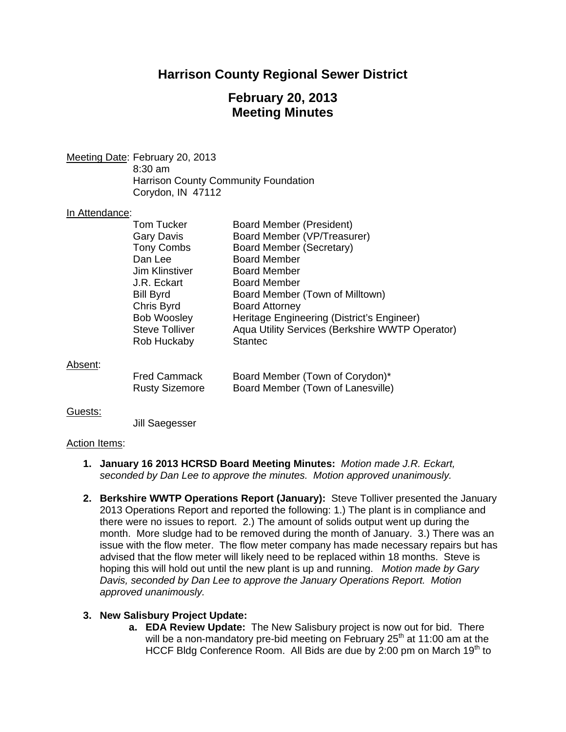# Harrison County Regional Sewer District

## February 20, 2013
## Meeting Minutes

Meeting Date: February 20, 2013
8:30 am
Harrison County Community Foundation
Corydon, IN 47112

In Attendance:

| | |
|---|---|
| Tom Tucker | Board Member (President) |
| Gary Davis | Board Member (VP/Treasurer) |
| Tony Combs | Board Member (Secretary) |
| Dan Lee | Board Member |
| Jim Klinstiver | Board Member |
| J.R. Eckart | Board Member |
| Bill Byrd | Board Member (Town of Milltown) |
| Chris Byrd | Board Attorney |
| Bob Woosley | Heritage Engineering (District's Engineer) |
| Steve Tolliver | Aqua Utility Services (Berkshire WWTP Operator) |
| Rob Huckaby | Stantec |

Absent:

| | |
|---|---|
| Fred Cammack | Board Member (Town of Corydon)* |
| Rusty Sizemore | Board Member (Town of Lanesville) |

Guests:

Jill Saegesser

Action Items:

1. **January 16 2013 HCRSD Board Meeting Minutes:** *Motion made J.R. Eckart, seconded by Dan Lee to approve the minutes. Motion approved unanimously.*

2. **Berkshire WWTP Operations Report (January):** Steve Tolliver presented the January 2013 Operations Report and reported the following: 1.) The plant is in compliance and there were no issues to report. 2.) The amount of solids output went up during the month. More sludge had to be removed during the month of January. 3.) There was an issue with the flow meter. The flow meter company has made necessary repairs but has advised that the flow meter will likely need to be replaced within 18 months. Steve is hoping this will hold out until the new plant is up and running. *Motion made by Gary Davis, seconded by Dan Lee to approve the January Operations Report. Motion approved unanimously.*

3. **New Salisbury Project Update:**
   a. **EDA Review Update:** The New Salisbury project is now out for bid. There will be a non-mandatory pre-bid meeting on February 25th at 11:00 am at the HCCF Bldg Conference Room. All Bids are due by 2:00 pm on March 19th to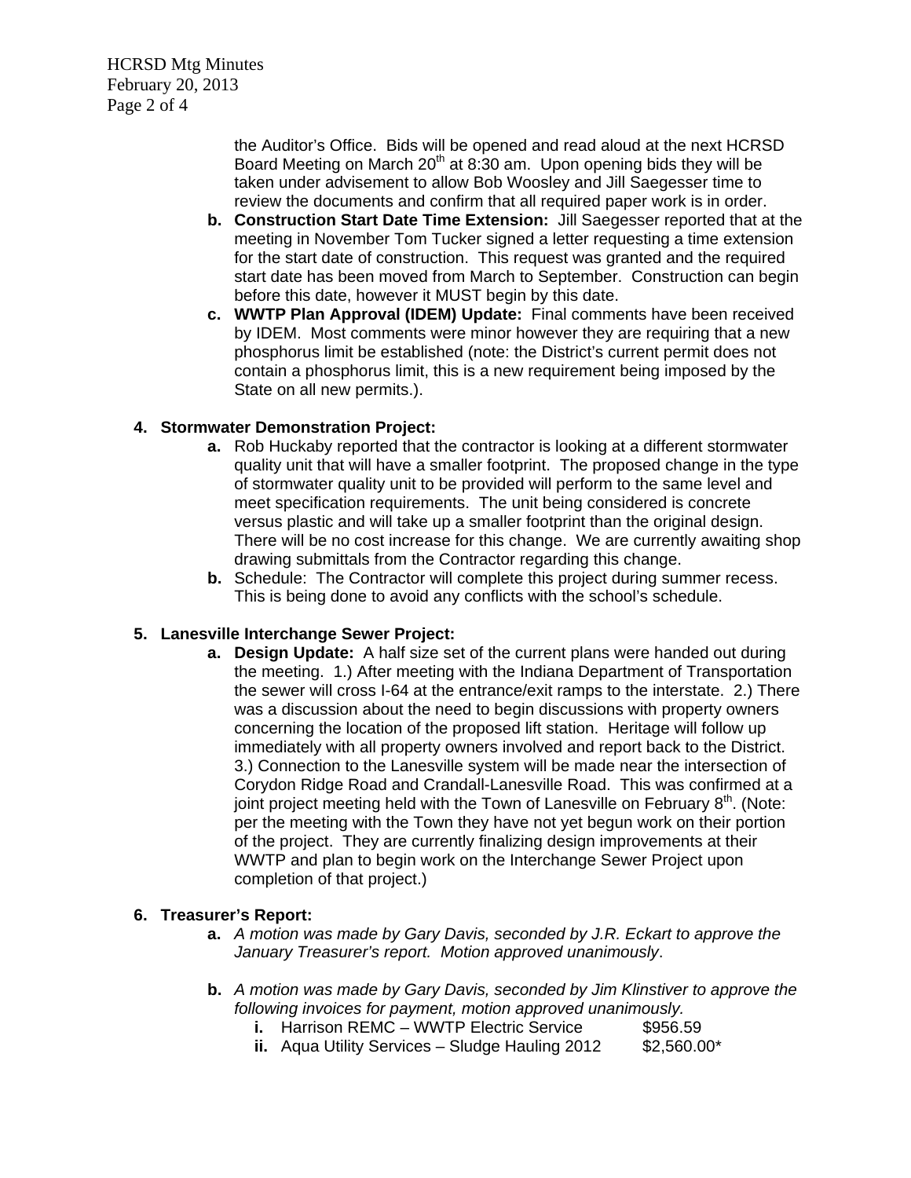the Auditor's Office. Bids will be opened and read aloud at the next HCRSD Board Meeting on March 20th at 8:30 am. Upon opening bids they will be taken under advisement to allow Bob Woosley and Jill Saegesser time to review the documents and confirm that all required paper work is in order.

b. **Construction Start Date Time Extension:** Jill Saegesser reported that at the meeting in November Tom Tucker signed a letter requesting a time extension for the start date of construction. This request was granted and the required start date has been moved from March to September. Construction can begin before this date, however it MUST begin by this date.

c. **WWTP Plan Approval (IDEM) Update:** Final comments have been received by IDEM. Most comments were minor however they are requiring that a new phosphorus limit be established (note: the District's current permit does not contain a phosphorus limit, this is a new requirement being imposed by the State on all new permits.).

**4. Stormwater Demonstration Project:**

a. Rob Huckaby reported that the contractor is looking at a different stormwater quality unit that will have a smaller footprint. The proposed change in the type of stormwater quality unit to be provided will perform to the same level and meet specification requirements. The unit being considered is concrete versus plastic and will take up a smaller footprint than the original design. There will be no cost increase for this change. We are currently awaiting shop drawing submittals from the Contractor regarding this change.

b. Schedule: The Contractor will complete this project during summer recess. This is being done to avoid any conflicts with the school's schedule.

**5. Lanesville Interchange Sewer Project:**

a. **Design Update:** A half size set of the current plans were handed out during the meeting. 1.) After meeting with the Indiana Department of Transportation the sewer will cross I-64 at the entrance/exit ramps to the interstate. 2.) There was a discussion about the need to begin discussions with property owners concerning the location of the proposed lift station. Heritage will follow up immediately with all property owners involved and report back to the District. 3.) Connection to the Lanesville system will be made near the intersection of Corydon Ridge Road and Crandall-Lanesville Road. This was confirmed at a joint project meeting held with the Town of Lanesville on February 8th. (Note: per the meeting with the Town they have not yet begun work on their portion of the project. They are currently finalizing design improvements at their WWTP and plan to begin work on the Interchange Sewer Project upon completion of that project.)

**6. Treasurer's Report:**

a. *A motion was made by Gary Davis, seconded by J.R. Eckart to approve the January Treasurer's report. Motion approved unanimously*.

b. *A motion was made by Gary Davis, seconded by Jim Klinstiver to approve the following invoices for payment, motion approved unanimously.*

   i. Harrison REMC – WWTP Electric Service $956.59

   ii. Aqua Utility Services – Sludge Hauling 2012 $2,560.00*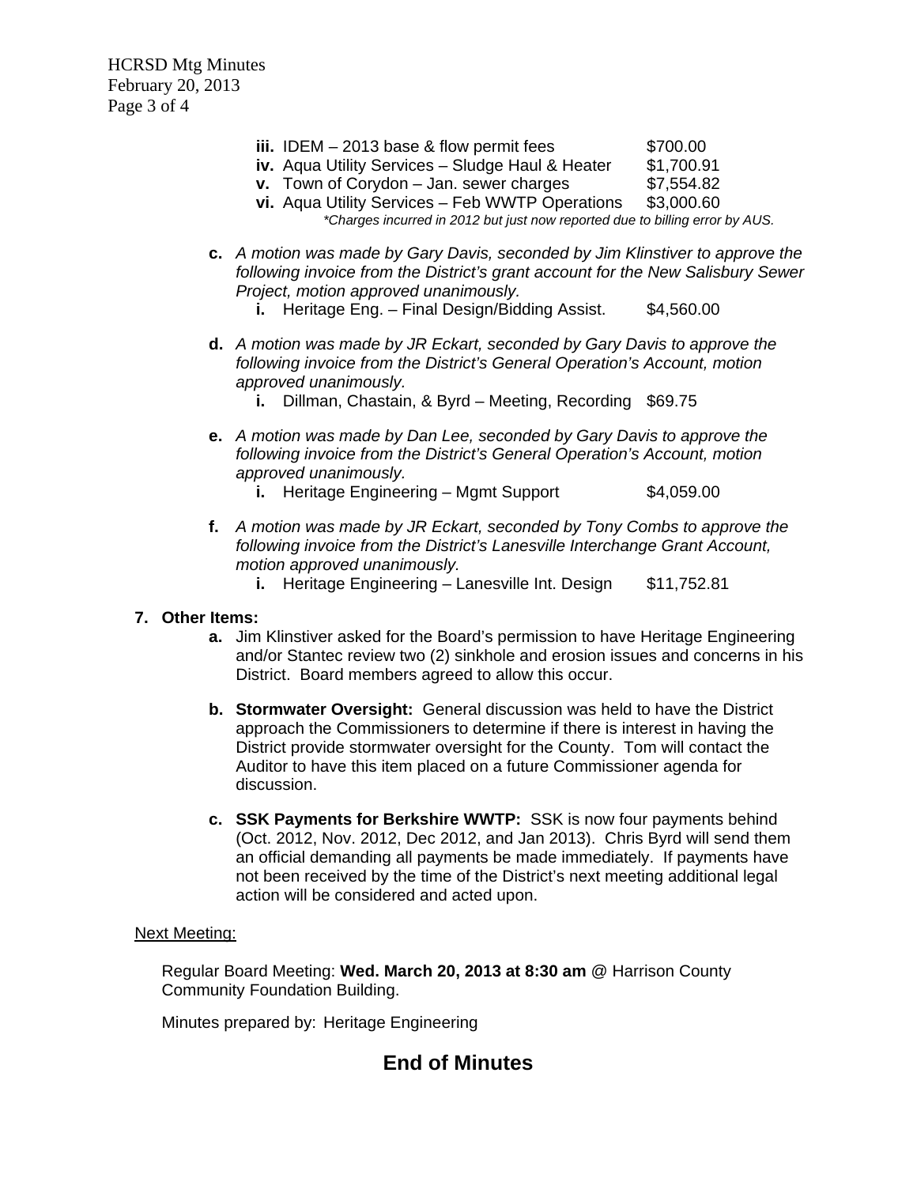iii. IDEM – 2013 base & flow permit fees $700.00
iv. Aqua Utility Services – Sludge Haul & Heater $1,700.91
v. Town of Corydon – Jan. sewer charges $7,554.82
vi. Aqua Utility Services – Feb WWTP Operations $3,000.60

*\*Charges incurred in 2012 but just now reported due to billing error by AUS.*

c. *A motion was made by Gary Davis, seconded by Jim Klinstiver to approve the following invoice from the District's grant account for the New Salisbury Sewer Project, motion approved unanimously.*
   i. Heritage Eng. – Final Design/Bidding Assist. $4,560.00

d. *A motion was made by JR Eckart, seconded by Gary Davis to approve the following invoice from the District's General Operation's Account, motion approved unanimously.*
   i. Dillman, Chastain, & Byrd – Meeting, Recording $69.75

e. *A motion was made by Dan Lee, seconded by Gary Davis to approve the following invoice from the District's General Operation's Account, motion approved unanimously.*
   i. Heritage Engineering – Mgmt Support $4,059.00

f. *A motion was made by JR Eckart, seconded by Tony Combs to approve the following invoice from the District's Lanesville Interchange Grant Account, motion approved unanimously.*
   i. Heritage Engineering – Lanesville Int. Design $11,752.81

**7. Other Items:**

a. Jim Klinstiver asked for the Board's permission to have Heritage Engineering and/or Stantec review two (2) sinkhole and erosion issues and concerns in his District. Board members agreed to allow this occur.

b. **Stormwater Oversight:** General discussion was held to have the District approach the Commissioners to determine if there is interest in having the District provide stormwater oversight for the County. Tom will contact the Auditor to have this item placed on a future Commissioner agenda for discussion.

c. **SSK Payments for Berkshire WWTP:** SSK is now four payments behind (Oct. 2012, Nov. 2012, Dec 2012, and Jan 2013). Chris Byrd will send them an official demanding all payments be made immediately. If payments have not been received by the time of the District's next meeting additional legal action will be considered and acted upon.

Next Meeting:

Regular Board Meeting: **Wed. March 20, 2013 at 8:30 am** @ Harrison County Community Foundation Building.

Minutes prepared by: Heritage Engineering

## End of Minutes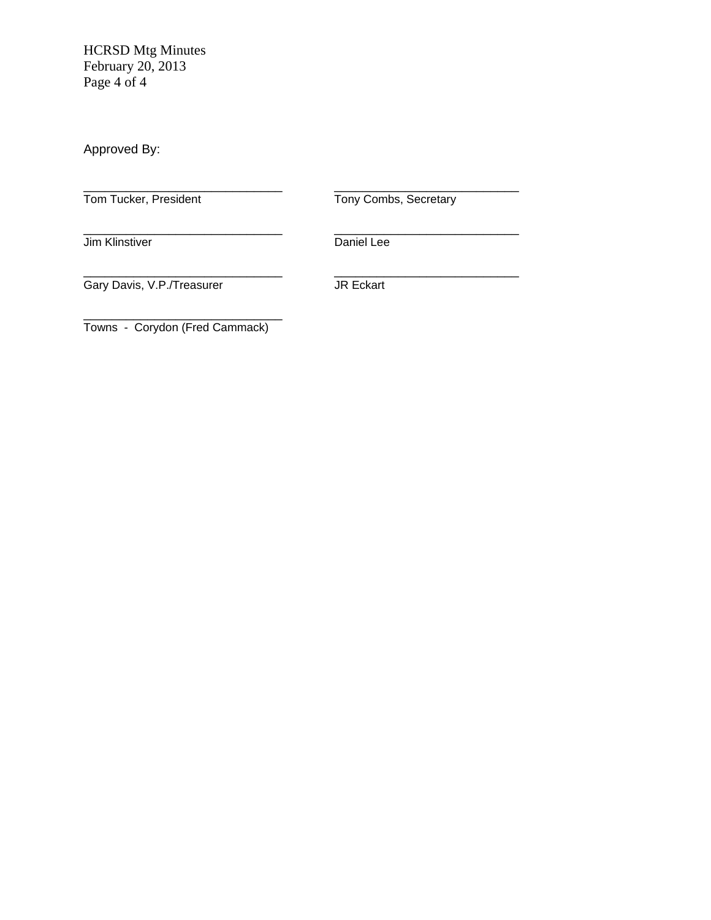Approved By:

| | |
|---|---|
| \_\_\_\_\_\_\_\_\_\_\_\_\_\_\_\_\_\_\_\_\_\_\_\_\_\_\_\_\_\_ Tom Tucker, President | \_\_\_\_\_\_\_\_\_\_\_\_\_\_\_\_\_\_\_\_\_\_\_\_\_\_\_\_ Tony Combs, Secretary |
| \_\_\_\_\_\_\_\_\_\_\_\_\_\_\_\_\_\_\_\_\_\_\_\_\_\_\_\_\_\_ Jim Klinstiver | \_\_\_\_\_\_\_\_\_\_\_\_\_\_\_\_\_\_\_\_\_\_\_\_\_\_\_\_ Daniel Lee |
| \_\_\_\_\_\_\_\_\_\_\_\_\_\_\_\_\_\_\_\_\_\_\_\_\_\_\_\_\_\_ Gary Davis, V.P./Treasurer | \_\_\_\_\_\_\_\_\_\_\_\_\_\_\_\_\_\_\_\_\_\_\_\_\_\_\_\_ JR Eckart |
| \_\_\_\_\_\_\_\_\_\_\_\_\_\_\_\_\_\_\_\_\_\_\_\_\_\_\_\_\_\_ Towns - Corydon (Fred Cammack) | |